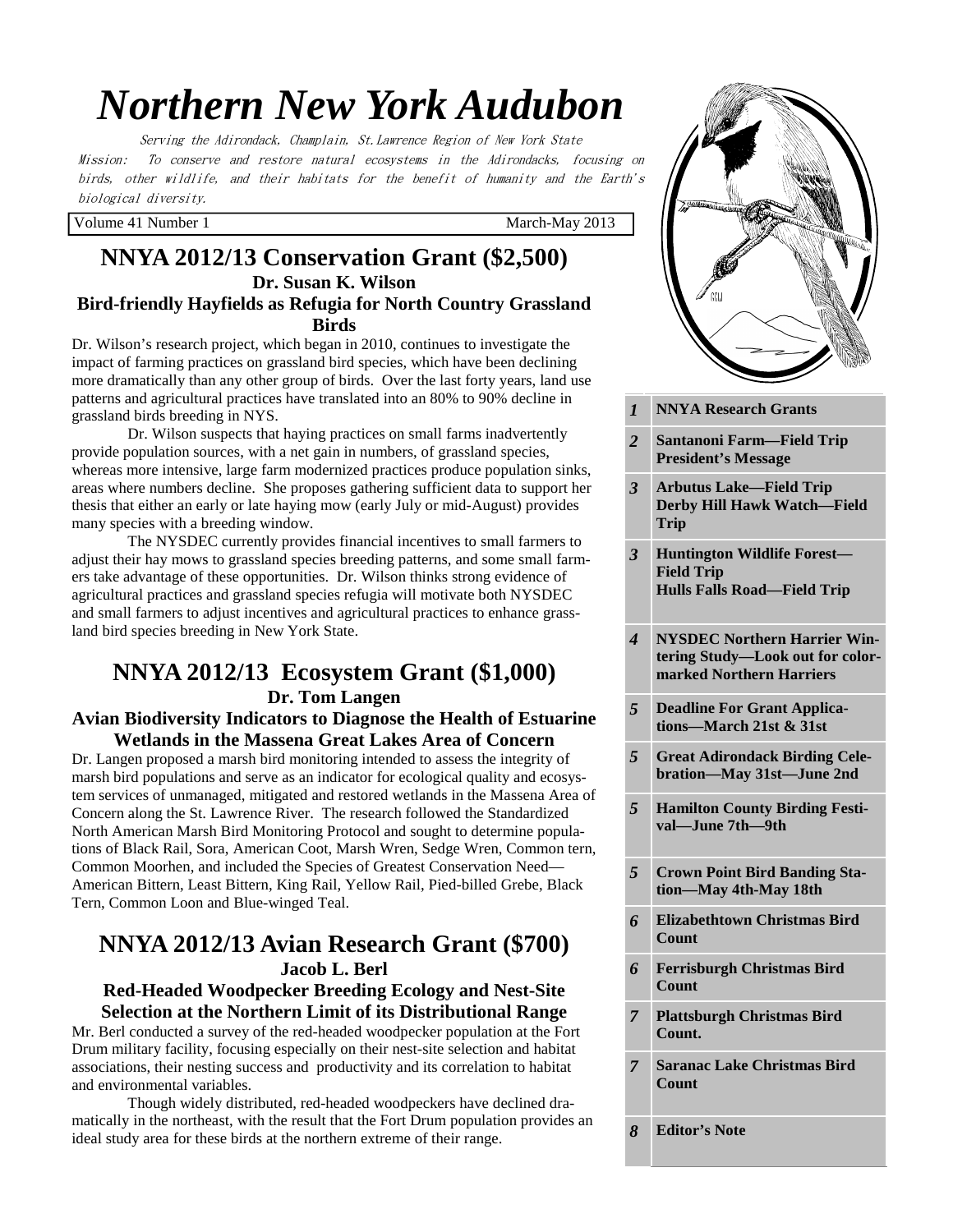# *Northern New York Audubon*

*Serving the Adirondack, Champlain, St.Lawrence Region of New York State*

*Mission: To conserve and restore natural ecosystems in the Adirondacks, focusing on birds, other wildlife, and their habitats for the benefit of humanity and the Earth's biological diversity.*

Volume 41 Number 1 March-May 2013

| | |
|---|---|
| *1* | **NNYA Research Grants** |
| *2* | **Santanoni Farm—Field Trip President's Message** |
| *3* | **Arbutus Lake—Field Trip Derby Hill Hawk Watch—Field Trip** |
| *3* | **Huntington Wildlife Forest—Field Trip Hulls Falls Road—Field Trip** |
| *4* | **NYSDEC Northern Harrier Wintering Study—Look out for color-marked Northern Harriers** |
| *5* | **Deadline For Grant Applications—March 21st & 31st** |
| *5* | **Great Adirondack Birding Celebration—May 31st—June 2nd** |
| *5* | **Hamilton County Birding Festival—June 7th—9th** |
| *5* | **Crown Point Bird Banding Station—May 4th-May 18th** |
| *6* | **Elizabethtown Christmas Bird Count** |
| *6* | **Ferrisburgh Christmas Bird Count** |
| *7* | **Plattsburgh Christmas Bird Count.** |
| *7* | **Saranac Lake Christmas Bird Count** |
| *8* | **Editor's Note** |

## NNYA 2012/13 Conservation Grant ($2,500)

### Dr. Susan K. Wilson

### Bird-friendly Hayfields as Refugia for North Country Grassland Birds

Dr. Wilson's research project, which began in 2010, continues to investigate the impact of farming practices on grassland bird species, which have been declining more dramatically than any other group of birds. Over the last forty years, land use patterns and agricultural practices have translated into an 80% to 90% decline in grassland birds breeding in NYS.

Dr. Wilson suspects that haying practices on small farms inadvertently provide population sources, with a net gain in numbers, of grassland species, whereas more intensive, large farm modernized practices produce population sinks, areas where numbers decline. She proposes gathering sufficient data to support her thesis that either an early or late haying mow (early July or mid-August) provides many species with a breeding window.

The NYSDEC currently provides financial incentives to small farmers to adjust their hay mows to grassland species breeding patterns, and some small farmers take advantage of these opportunities. Dr. Wilson thinks strong evidence of agricultural practices and grassland species refugia will motivate both NYSDEC and small farmers to adjust incentives and agricultural practices to enhance grassland bird species breeding in New York State.

## NNYA 2012/13 Ecosystem Grant ($1,000)

### Dr. Tom Langen

### Avian Biodiversity Indicators to Diagnose the Health of Estuarine Wetlands in the Massena Great Lakes Area of Concern

Dr. Langen proposed a marsh bird monitoring intended to assess the integrity of marsh bird populations and serve as an indicator for ecological quality and ecosystem services of unmanaged, mitigated and restored wetlands in the Massena Area of Concern along the St. Lawrence River. The research followed the Standardized North American Marsh Bird Monitoring Protocol and sought to determine populations of Black Rail, Sora, American Coot, Marsh Wren, Sedge Wren, Common tern, Common Moorhen, and included the Species of Greatest Conservation Need—American Bittern, Least Bittern, King Rail, Yellow Rail, Pied-billed Grebe, Black Tern, Common Loon and Blue-winged Teal.

## NNYA 2012/13 Avian Research Grant ($700)

### Jacob L. Berl

### Red-Headed Woodpecker Breeding Ecology and Nest-Site Selection at the Northern Limit of its Distributional Range

Mr. Berl conducted a survey of the red-headed woodpecker population at the Fort Drum military facility, focusing especially on their nest-site selection and habitat associations, their nesting success and productivity and its correlation to habitat and environmental variables.

Though widely distributed, red-headed woodpeckers have declined dramatically in the northeast, with the result that the Fort Drum population provides an ideal study area for these birds at the northern extreme of their range.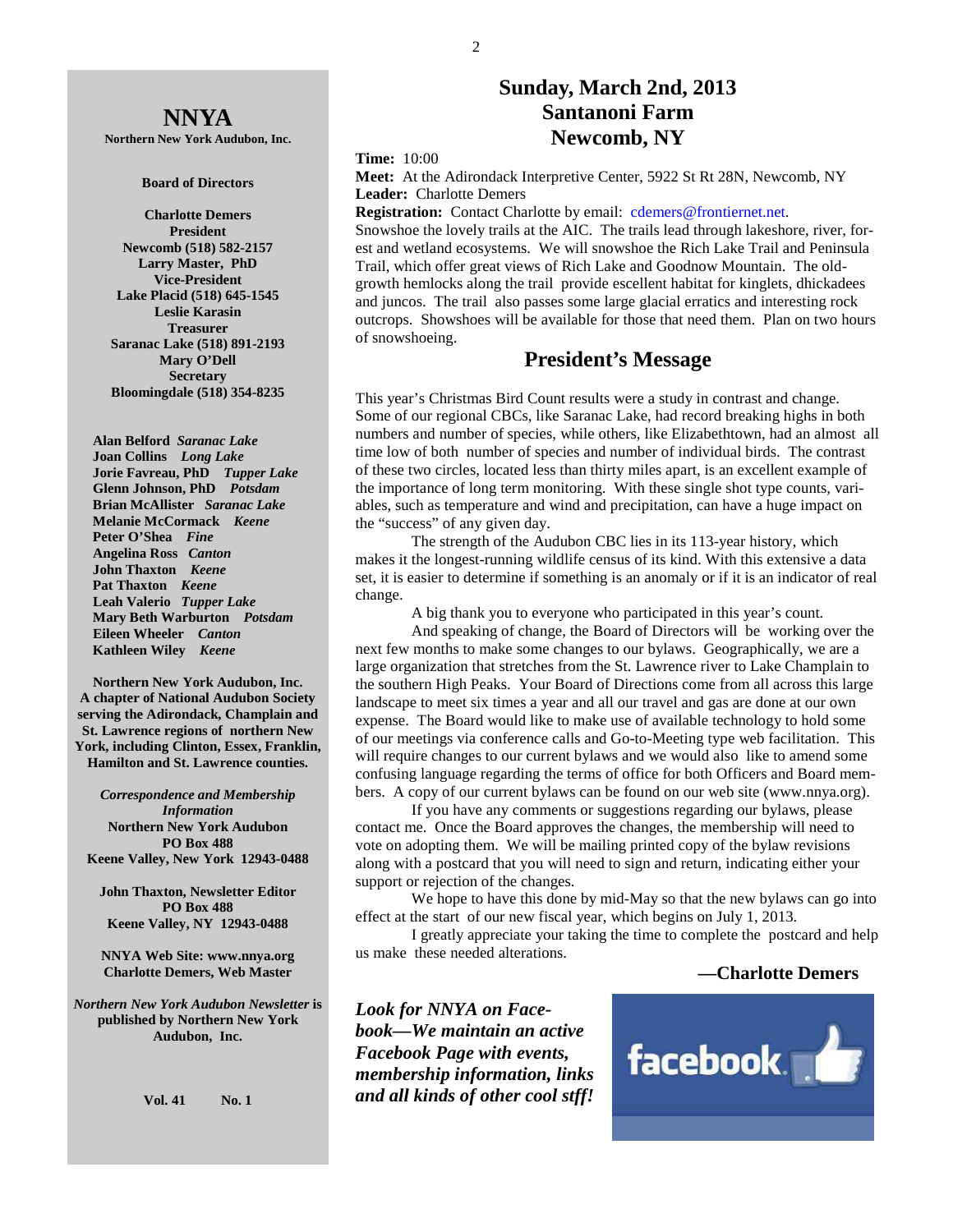# NNYA

**Northern New York Audubon, Inc.**

**Board of Directors**

**Charlotte Demers**
**President**
**Newcomb (518) 582-2157**
**Larry Master, PhD**
**Vice-President**
**Lake Placid (518) 645-1545**
**Leslie Karasin**
**Treasurer**
**Saranac Lake (518) 891-2193**
**Mary O'Dell**
**Secretary**
**Bloomingdale (518) 354-8235**

**Alan Belford** ***Saranac Lake***
**Joan Collins** ***Long Lake***
**Jorie Favreau, PhD** ***Tupper Lake***
**Glenn Johnson, PhD** ***Potsdam***
**Brian McAllister** ***Saranac Lake***
**Melanie McCormack** ***Keene***
**Peter O'Shea** ***Fine***
**Angelina Ross** ***Canton***
**John Thaxton** ***Keene***
**Pat Thaxton** ***Keene***
**Leah Valerio** ***Tupper Lake***
**Mary Beth Warburton** ***Potsdam***
**Eileen Wheeler** ***Canton***
**Kathleen Wiley** ***Keene***

**Northern New York Audubon, Inc. A chapter of National Audubon Society serving the Adirondack, Champlain and St. Lawrence regions of northern New York, including Clinton, Essex, Franklin, Hamilton and St. Lawrence counties.**

***Correspondence and Membership Information***
**Northern New York Audubon**
**PO Box 488**
**Keene Valley, New York 12943-0488**

**John Thaxton, Newsletter Editor**
**PO Box 488**
**Keene Valley, NY 12943-0488**

**NNYA Web Site: www.nnya.org**
**Charlotte Demers, Web Master**

***Northern New York Audubon Newsletter*** **is published by Northern New York Audubon, Inc.**

**Vol. 41 No. 1**

## Sunday, March 2nd, 2013
## Santanoni Farm
## Newcomb, NY

**Time:** 10:00
**Meet:** At the Adirondack Interpretive Center, 5922 St Rt 28N, Newcomb, NY
**Leader:** Charlotte Demers
**Registration:** Contact Charlotte by email: cdemers@frontiernet.net.

Snowshoe the lovely trails at the AIC. The trails lead through lakeshore, river, forest and wetland ecosystems. We will snowshoe the Rich Lake Trail and Peninsula Trail, which offer great views of Rich Lake and Goodnow Mountain. The old-growth hemlocks along the trail provide escellent habitat for kinglets, dhickadees and juncos. The trail also passes some large glacial erratics and interesting rock outcrops. Showshoes will be available for those that need them. Plan on two hours of snowshoeing.

## President's Message

This year's Christmas Bird Count results were a study in contrast and change. Some of our regional CBCs, like Saranac Lake, had record breaking highs in both numbers and number of species, while others, like Elizabethtown, had an almost all time low of both number of species and number of individual birds. The contrast of these two circles, located less than thirty miles apart, is an excellent example of the importance of long term monitoring. With these single shot type counts, variables, such as temperature and wind and precipitation, can have a huge impact on the "success" of any given day.

The strength of the Audubon CBC lies in its 113-year history, which makes it the longest-running wildlife census of its kind. With this extensive a data set, it is easier to determine if something is an anomaly or if it is an indicator of real change.

A big thank you to everyone who participated in this year's count.

And speaking of change, the Board of Directors will be working over the next few months to make some changes to our bylaws. Geographically, we are a large organization that stretches from the St. Lawrence river to Lake Champlain to the southern High Peaks. Your Board of Directions come from all across this large landscape to meet six times a year and all our travel and gas are done at our own expense. The Board would like to make use of available technology to hold some of our meetings via conference calls and Go-to-Meeting type web facilitation. This will require changes to our current bylaws and we would also like to amend some confusing language regarding the terms of office for both Officers and Board members. A copy of our current bylaws can be found on our web site (www.nnya.org).

If you have any comments or suggestions regarding our bylaws, please contact me. Once the Board approves the changes, the membership will need to vote on adopting them. We will be mailing printed copy of the bylaw revisions along with a postcard that you will need to sign and return, indicating either your support or rejection of the changes.

We hope to have this done by mid-May so that the new bylaws can go into effect at the start of our new fiscal year, which begins on July 1, 2013.

I greatly appreciate your taking the time to complete the postcard and help us make these needed alterations.

**—Charlotte Demers**

***Look for NNYA on Facebook—We maintain an active Facebook Page with events, membership information, links and all kinds of other cool stff!***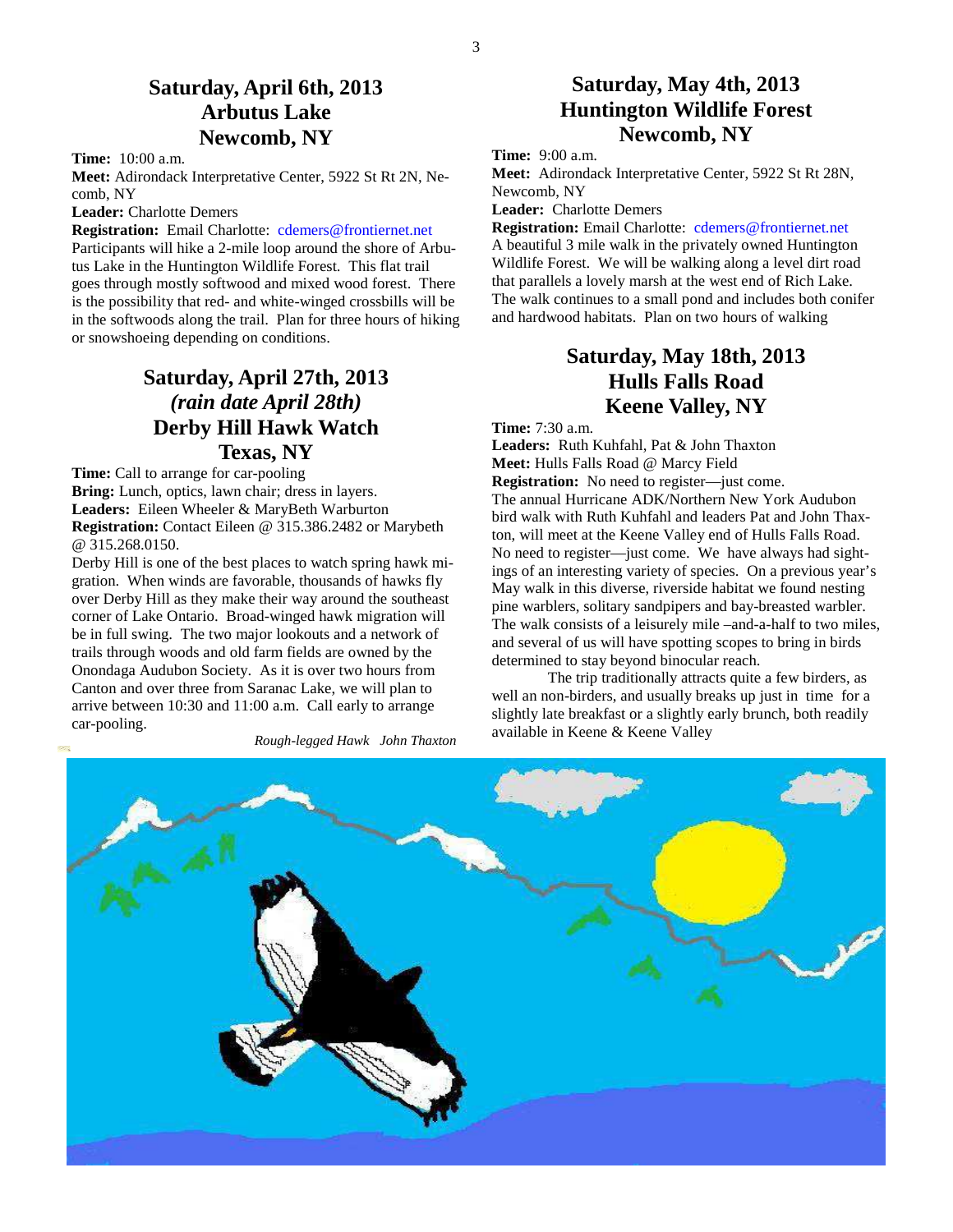## Saturday, April 6th, 2013
## Arbutus Lake
## Newcomb, NY

**Time:** 10:00 a.m.
**Meet:** Adirondack Interpretative Center, 5922 St Rt 2N, Necomb, NY
**Leader:** Charlotte Demers
**Registration:** Email Charlotte: cdemers@frontiernet.net

Participants will hike a 2-mile loop around the shore of Arbutus Lake in the Huntington Wildlife Forest. This flat trail goes through mostly softwood and mixed wood forest. There is the possibility that red- and white-winged crossbills will be in the softwoods along the trail. Plan for three hours of hiking or snowshoeing depending on conditions.

## Saturday, April 27th, 2013
## *(rain date April 28th)*
## Derby Hill Hawk Watch
## Texas, NY

**Time:** Call to arrange for car-pooling
**Bring:** Lunch, optics, lawn chair; dress in layers.
**Leaders:** Eileen Wheeler & MaryBeth Warburton
**Registration:** Contact Eileen @ 315.386.2482 or Marybeth @ 315.268.0150.

Derby Hill is one of the best places to watch spring hawk migration. When winds are favorable, thousands of hawks fly over Derby Hill as they make their way around the southeast corner of Lake Ontario. Broad-winged hawk migration will be in full swing. The two major lookouts and a network of trails through woods and old farm fields are owned by the Onondaga Audubon Society. As it is over two hours from Canton and over three from Saranac Lake, we will plan to arrive between 10:30 and 11:00 a.m. Call early to arrange car-pooling.

*Rough-legged Hawk John Thaxton*

## Saturday, May 4th, 2013
## Huntington Wildlife Forest
## Newcomb, NY

**Time:** 9:00 a.m.
**Meet:** Adirondack Interpretative Center, 5922 St Rt 28N, Newcomb, NY
**Leader:** Charlotte Demers
**Registration:** Email Charlotte: cdemers@frontiernet.net

A beautiful 3 mile walk in the privately owned Huntington Wildlife Forest. We will be walking along a level dirt road that parallels a lovely marsh at the west end of Rich Lake. The walk continues to a small pond and includes both conifer and hardwood habitats. Plan on two hours of walking

## Saturday, May 18th, 2013
## Hulls Falls Road
## Keene Valley, NY

**Time:** 7:30 a.m.
**Leaders:** Ruth Kuhfahl, Pat & John Thaxton
**Meet:** Hulls Falls Road @ Marcy Field
**Registration:** No need to register—just come.

The annual Hurricane ADK/Northern New York Audubon bird walk with Ruth Kuhfahl and leaders Pat and John Thaxton, will meet at the Keene Valley end of Hulls Falls Road. No need to register—just come. We have always had sightings of an interesting variety of species. On a previous year's May walk in this diverse, riverside habitat we found nesting pine warblers, solitary sandpipers and bay-breasted warbler. The walk consists of a leisurely mile –and-a-half to two miles, and several of us will have spotting scopes to bring in birds determined to stay beyond binocular reach.

The trip traditionally attracts quite a few birders, as well an non-birders, and usually breaks up just in time for a slightly late breakfast or a slightly early brunch, both readily available in Keene & Keene Valley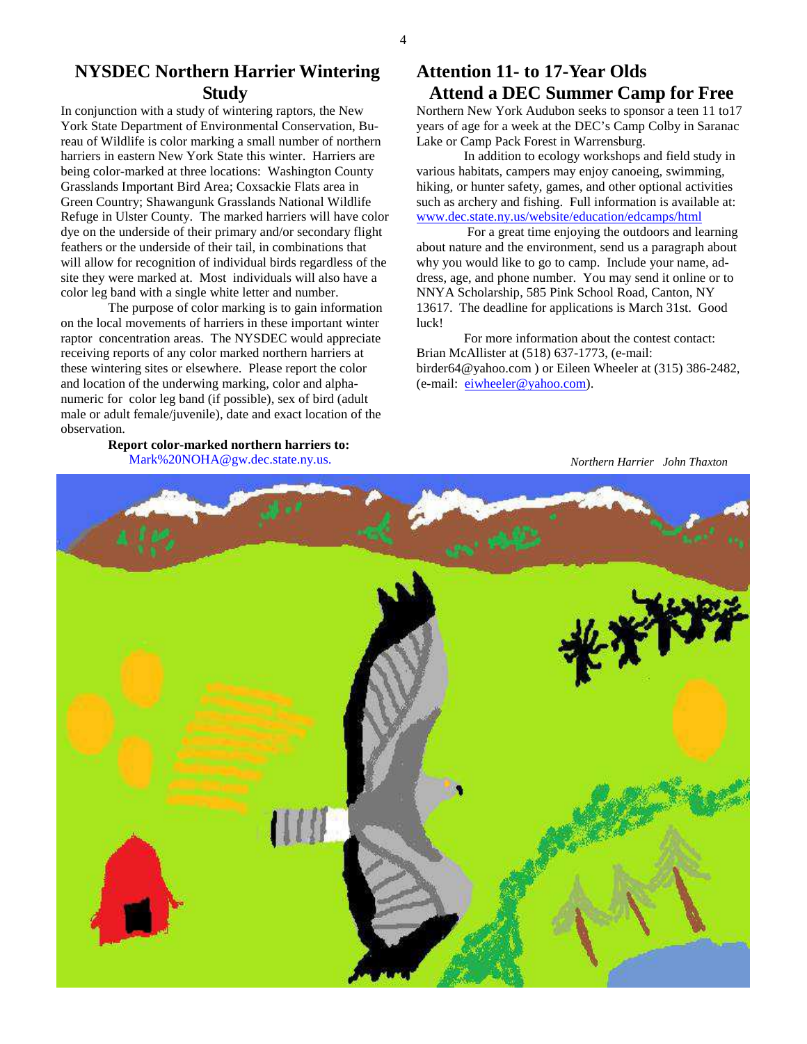## NYSDEC Northern Harrier Wintering Study

In conjunction with a study of wintering raptors, the New York State Department of Environmental Conservation, Bureau of Wildlife is color marking a small number of northern harriers in eastern New York State this winter. Harriers are being color-marked at three locations: Washington County Grasslands Important Bird Area; Coxsackie Flats area in Green Country; Shawangunk Grasslands National Wildlife Refuge in Ulster County. The marked harriers will have color dye on the underside of their primary and/or secondary flight feathers or the underside of their tail, in combinations that will allow for recognition of individual birds regardless of the site they were marked at. Most individuals will also have a color leg band with a single white letter and number.

The purpose of color marking is to gain information on the local movements of harriers in these important winter raptor concentration areas. The NYSDEC would appreciate receiving reports of any color marked northern harriers at these wintering sites or elsewhere. Please report the color and location of the underwing marking, color and alpha-numeric for color leg band (if possible), sex of bird (adult male or adult female/juvenile), date and exact location of the observation.

**Report color-marked northern harriers to:**
Mark%20NOHA@gw.dec.state.ny.us.

## Attention 11- to 17-Year Olds Attend a DEC Summer Camp for Free

Northern New York Audubon seeks to sponsor a teen 11 to17 years of age for a week at the DEC's Camp Colby in Saranac Lake or Camp Pack Forest in Warrensburg.

In addition to ecology workshops and field study in various habitats, campers may enjoy canoeing, swimming, hiking, or hunter safety, games, and other optional activities such as archery and fishing. Full information is available at: www.dec.state.ny.us/website/education/edcamps/html

For a great time enjoying the outdoors and learning about nature and the environment, send us a paragraph about why you would like to go to camp. Include your name, address, age, and phone number. You may send it online or to NNYA Scholarship, 585 Pink School Road, Canton, NY 13617. The deadline for applications is March 31st. Good luck!

For more information about the contest contact: Brian McAllister at (518) 637-1773, (e-mail: birder64@yahoo.com ) or Eileen Wheeler at (315) 386-2482, (e-mail: eiwheeler@yahoo.com).

*Northern Harrier John Thaxton*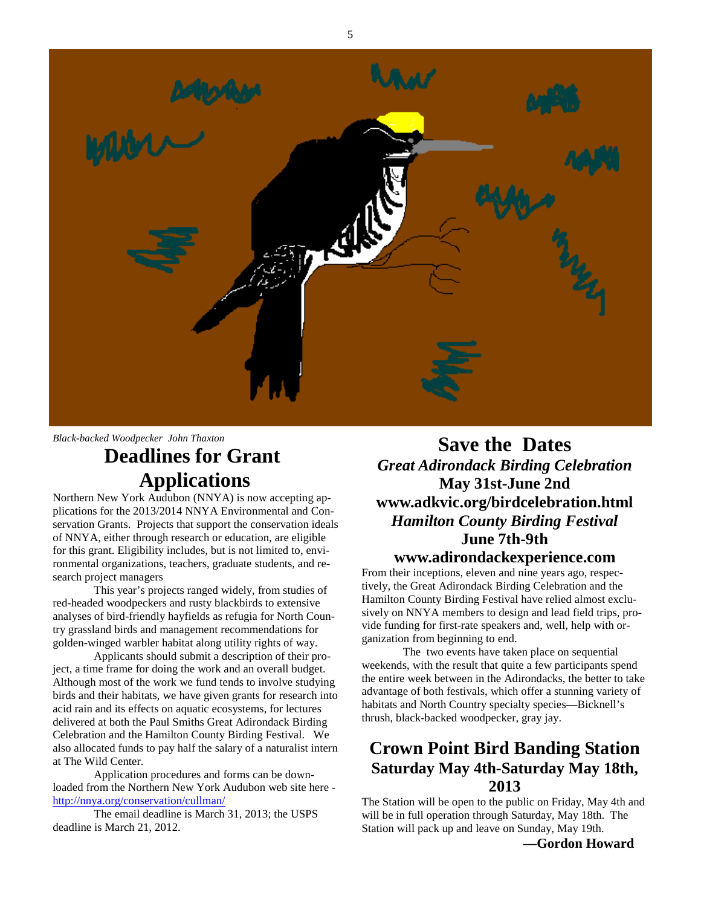*Black-backed Woodpecker John Thaxton*

## Deadlines for Grant Applications

Northern New York Audubon (NNYA) is now accepting applications for the 2013/2014 NNYA Environmental and Conservation Grants. Projects that support the conservation ideals of NNYA, either through research or education, are eligible for this grant. Eligibility includes, but is not limited to, environmental organizations, teachers, graduate students, and research project managers

This year's projects ranged widely, from studies of red-headed woodpeckers and rusty blackbirds to extensive analyses of bird-friendly hayfields as refugia for North Country grassland birds and management recommendations for golden-winged warbler habitat along utility rights of way.

Applicants should submit a description of their project, a time frame for doing the work and an overall budget. Although most of the work we fund tends to involve studying birds and their habitats, we have given grants for research into acid rain and its effects on aquatic ecosystems, for lectures delivered at both the Paul Smiths Great Adirondack Birding Celebration and the Hamilton County Birding Festival. We also allocated funds to pay half the salary of a naturalist intern at The Wild Center.

Application procedures and forms can be downloaded from the Northern New York Audubon web site here - [http://nnya.org/conservation/cullman/](http://nnya.org/conservation/cullman/)

The email deadline is March 31, 2013; the USPS deadline is March 21, 2012.

## Save the Dates

***Great Adirondack Birding Celebration***
**May 31st-June 2nd**
**www.adkvic.org/birdcelebration.html**
***Hamilton County Birding Festival***
**June 7th-9th**
**www.adirondackexperience.com**

From their inceptions, eleven and nine years ago, respectively, the Great Adirondack Birding Celebration and the Hamilton County Birding Festival have relied almost exclusively on NNYA members to design and lead field trips, provide funding for first-rate speakers and, well, help with organization from beginning to end.

The two events have taken place on sequential weekends, with the result that quite a few participants spend the entire week between in the Adirondacks, the better to take advantage of both festivals, which offer a stunning variety of habitats and North Country specialty species—Bicknell's thrush, black-backed woodpecker, gray jay.

## Crown Point Bird Banding Station

### Saturday May 4th-Saturday May 18th, 2013

The Station will be open to the public on Friday, May 4th and will be in full operation through Saturday, May 18th. The Station will pack up and leave on Sunday, May 19th.

**—Gordon Howard**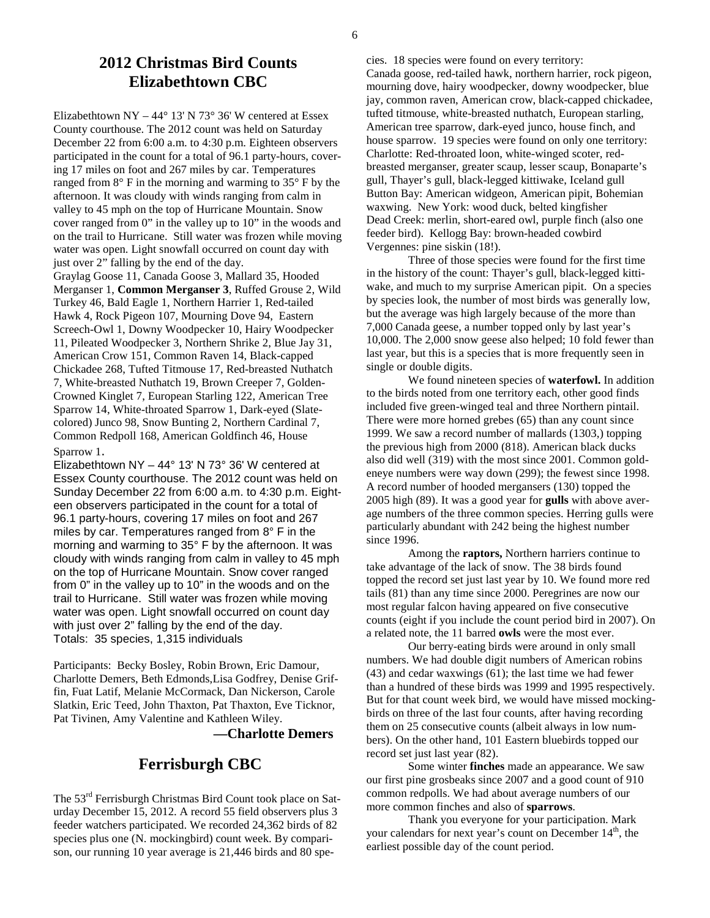## 2012 Christmas Bird Counts
## Elizabethtown CBC

Elizabethtown NY – 44° 13' N 73° 36' W centered at Essex County courthouse. The 2012 count was held on Saturday December 22 from 6:00 a.m. to 4:30 p.m. Eighteen observers participated in the count for a total of 96.1 party-hours, covering 17 miles on foot and 267 miles by car. Temperatures ranged from 8° F in the morning and warming to 35° F by the afternoon. It was cloudy with winds ranging from calm in valley to 45 mph on the top of Hurricane Mountain. Snow cover ranged from 0" in the valley up to 10" in the woods and on the trail to Hurricane. Still water was frozen while moving water was open. Light snowfall occurred on count day with just over 2" falling by the end of the day.

Graylag Goose 11, Canada Goose 3, Mallard 35, Hooded Merganser 1, **Common Merganser 3**, Ruffed Grouse 2, Wild Turkey 46, Bald Eagle 1, Northern Harrier 1, Red-tailed Hawk 4, Rock Pigeon 107, Mourning Dove 94, Eastern Screech-Owl 1, Downy Woodpecker 10, Hairy Woodpecker 11, Pileated Woodpecker 3, Northern Shrike 2, Blue Jay 31, American Crow 151, Common Raven 14, Black-capped Chickadee 268, Tufted Titmouse 17, Red-breasted Nuthatch 7, White-breasted Nuthatch 19, Brown Creeper 7, Golden-Crowned Kinglet 7, European Starling 122, American Tree Sparrow 14, White-throated Sparrow 1, Dark-eyed (Slate-colored) Junco 98, Snow Bunting 2, Northern Cardinal 7, Common Redpoll 168, American Goldfinch 46, House Sparrow 1.

Elizabethtown NY – 44° 13' N 73° 36' W centered at Essex County courthouse. The 2012 count was held on Sunday December 22 from 6:00 a.m. to 4:30 p.m. Eighteen observers participated in the count for a total of 96.1 party-hours, covering 17 miles on foot and 267 miles by car. Temperatures ranged from 8° F in the morning and warming to 35° F by the afternoon. It was cloudy with winds ranging from calm in valley to 45 mph on the top of Hurricane Mountain. Snow cover ranged from 0" in the valley up to 10" in the woods and on the trail to Hurricane. Still water was frozen while moving water was open. Light snowfall occurred on count day with just over 2" falling by the end of the day.

Totals: 35 species, 1,315 individuals

Participants: Becky Bosley, Robin Brown, Eric Damour, Charlotte Demers, Beth Edmonds,Lisa Godfrey, Denise Griffin, Fuat Latif, Melanie McCormack, Dan Nickerson, Carole Slatkin, Eric Teed, John Thaxton, Pat Thaxton, Eve Ticknor, Pat Tivinen, Amy Valentine and Kathleen Wiley.

**—Charlotte Demers**

## Ferrisburgh CBC

The 53rd Ferrisburgh Christmas Bird Count took place on Saturday December 15, 2012. A record 55 field observers plus 3 feeder watchers participated. We recorded 24,362 birds of 82 species plus one (N. mockingbird) count week. By comparison, our running 10 year average is 21,446 birds and 80 species. 18 species were found on every territory:
Canada goose, red-tailed hawk, northern harrier, rock pigeon, mourning dove, hairy woodpecker, downy woodpecker, blue jay, common raven, American crow, black-capped chickadee, tufted titmouse, white-breasted nuthatch, European starling, American tree sparrow, dark-eyed junco, house finch, and house sparrow. 19 species were found on only one territory:
Charlotte: Red-throated loon, white-winged scoter, red-breasted merganser, greater scaup, lesser scaup, Bonaparte's gull, Thayer's gull, black-legged kittiwake, Iceland gull
Button Bay: American widgeon, American pipit, Bohemian waxwing. New York: wood duck, belted kingfisher
Dead Creek: merlin, short-eared owl, purple finch (also one feeder bird). Kellogg Bay: brown-headed cowbird
Vergennes: pine siskin (18!).

Three of those species were found for the first time in the history of the count: Thayer's gull, black-legged kittiwake, and much to my surprise American pipit. On a species by species look, the number of most birds was generally low, but the average was high largely because of the more than 7,000 Canada geese, a number topped only by last year's 10,000. The 2,000 snow geese also helped; 10 fold fewer than last year, but this is a species that is more frequently seen in single or double digits.

We found nineteen species of **waterfowl.** In addition to the birds noted from one territory each, other good finds included five green-winged teal and three Northern pintail. There were more horned grebes (65) than any count since 1999. We saw a record number of mallards (1303,) topping the previous high from 2000 (818). American black ducks also did well (319) with the most since 2001. Common goldeneye numbers were way down (299); the fewest since 1998. A record number of hooded mergansers (130) topped the 2005 high (89). It was a good year for **gulls** with above average numbers of the three common species. Herring gulls were particularly abundant with 242 being the highest number since 1996.

Among the **raptors,** Northern harriers continue to take advantage of the lack of snow. The 38 birds found topped the record set just last year by 10. We found more red tails (81) than any time since 2000. Peregrines are now our most regular falcon having appeared on five consecutive counts (eight if you include the count period bird in 2007). On a related note, the 11 barred **owls** were the most ever.

Our berry-eating birds were around in only small numbers. We had double digit numbers of American robins (43) and cedar waxwings (61); the last time we had fewer than a hundred of these birds was 1999 and 1995 respectively. But for that count week bird, we would have missed mockingbirds on three of the last four counts, after having recording them on 25 consecutive counts (albeit always in low numbers). On the other hand, 101 Eastern bluebirds topped our record set just last year (82).

Some winter **finches** made an appearance. We saw our first pine grosbeaks since 2007 and a good count of 910 common redpolls. We had about average numbers of our more common finches and also of **sparrows**.

Thank you everyone for your participation. Mark your calendars for next year's count on December 14th, the earliest possible day of the count period.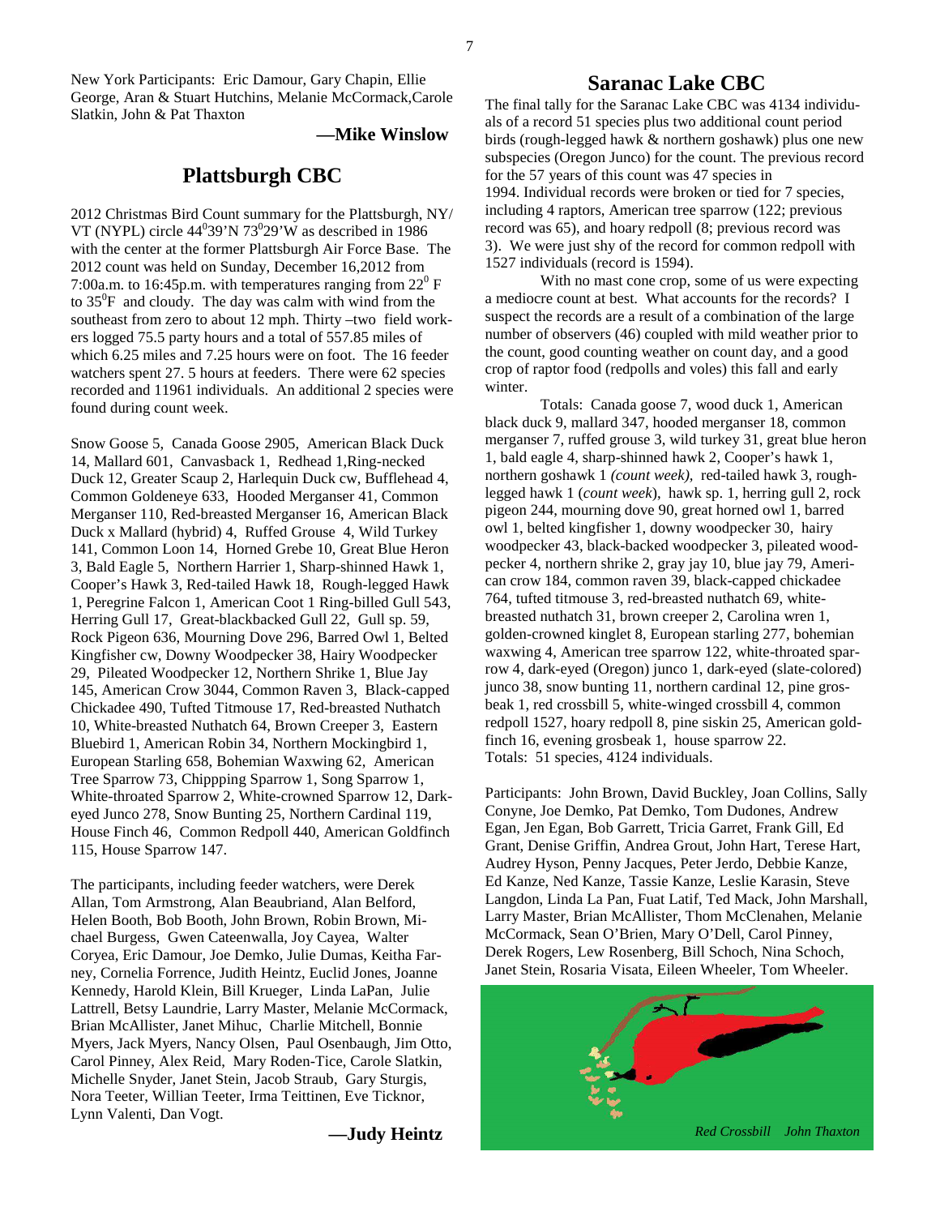New York Participants: Eric Damour, Gary Chapin, Ellie George, Aran & Stuart Hutchins, Melanie McCormack, Carole Slatkin, John & Pat Thaxton

**—Mike Winslow**

## Plattsburgh CBC

2012 Christmas Bird Count summary for the Plattsburgh, NY/ VT (NYPL) circle $44^0$39'N $73^0$29'W as described in 1986 with the center at the former Plattsburgh Air Force Base. The 2012 count was held on Sunday, December 16,2012 from 7:00a.m. to 16:45p.m. with temperatures ranging from $22^0$ F to $35^0$F and cloudy. The day was calm with wind from the southeast from zero to about 12 mph. Thirty –two field workers logged 75.5 party hours and a total of 557.85 miles of which 6.25 miles and 7.25 hours were on foot. The 16 feeder watchers spent 27. 5 hours at feeders. There were 62 species recorded and 11961 individuals. An additional 2 species were found during count week.

Snow Goose 5, Canada Goose 2905, American Black Duck 14, Mallard 601, Canvasback 1, Redhead 1,Ring-necked Duck 12, Greater Scaup 2, Harlequin Duck cw, Bufflehead 4, Common Goldeneye 633, Hooded Merganser 41, Common Merganser 110, Red-breasted Merganser 16, American Black Duck x Mallard (hybrid) 4, Ruffed Grouse 4, Wild Turkey 141, Common Loon 14, Horned Grebe 10, Great Blue Heron 3, Bald Eagle 5, Northern Harrier 1, Sharp-shinned Hawk 1, Cooper's Hawk 3, Red-tailed Hawk 18, Rough-legged Hawk 1, Peregrine Falcon 1, American Coot 1 Ring-billed Gull 543, Herring Gull 17, Great-blackbacked Gull 22, Gull sp. 59, Rock Pigeon 636, Mourning Dove 296, Barred Owl 1, Belted Kingfisher cw, Downy Woodpecker 38, Hairy Woodpecker 29, Pileated Woodpecker 12, Northern Shrike 1, Blue Jay 145, American Crow 3044, Common Raven 3, Black-capped Chickadee 490, Tufted Titmouse 17, Red-breasted Nuthatch 10, White-breasted Nuthatch 64, Brown Creeper 3, Eastern Bluebird 1, American Robin 34, Northern Mockingbird 1, European Starling 658, Bohemian Waxwing 62, American Tree Sparrow 73, Chippping Sparrow 1, Song Sparrow 1, White-throated Sparrow 2, White-crowned Sparrow 12, Dark-eyed Junco 278, Snow Bunting 25, Northern Cardinal 119, House Finch 46, Common Redpoll 440, American Goldfinch 115, House Sparrow 147.

The participants, including feeder watchers, were Derek Allan, Tom Armstrong, Alan Beaubriand, Alan Belford, Helen Booth, Bob Booth, John Brown, Robin Brown, Michael Burgess, Gwen Cateenwalla, Joy Cayea, Walter Coryea, Eric Damour, Joe Demko, Julie Dumas, Keitha Farney, Cornelia Forrence, Judith Heintz, Euclid Jones, Joanne Kennedy, Harold Klein, Bill Krueger, Linda LaPan, Julie Lattrell, Betsy Laundrie, Larry Master, Melanie McCormack, Brian McAllister, Janet Mihuc, Charlie Mitchell, Bonnie Myers, Jack Myers, Nancy Olsen, Paul Osenbaugh, Jim Otto, Carol Pinney, Alex Reid, Mary Roden-Tice, Carole Slatkin, Michelle Snyder, Janet Stein, Jacob Straub, Gary Sturgis, Nora Teeter, Willian Teeter, Irma Teittinen, Eve Ticknor, Lynn Valenti, Dan Vogt.

**—Judy Heintz**

## Saranac Lake CBC

The final tally for the Saranac Lake CBC was 4134 individuals of a record 51 species plus two additional count period birds (rough-legged hawk & northern goshawk) plus one new subspecies (Oregon Junco) for the count. The previous record for the 57 years of this count was 47 species in 1994. Individual records were broken or tied for 7 species, including 4 raptors, American tree sparrow (122; previous record was 65), and hoary redpoll (8; previous record was 3). We were just shy of the record for common redpoll with 1527 individuals (record is 1594).

With no mast cone crop, some of us were expecting a mediocre count at best. What accounts for the records? I suspect the records are a result of a combination of the large number of observers (46) coupled with mild weather prior to the count, good counting weather on count day, and a good crop of raptor food (redpolls and voles) this fall and early winter.

Totals: Canada goose 7, wood duck 1, American black duck 9, mallard 347, hooded merganser 18, common merganser 7, ruffed grouse 3, wild turkey 31, great blue heron 1, bald eagle 4, sharp-shinned hawk 2, Cooper's hawk 1, northern goshawk 1 *(count week)*, red-tailed hawk 3, rough-legged hawk 1 (*count week*), hawk sp. 1, herring gull 2, rock pigeon 244, mourning dove 90, great horned owl 1, barred owl 1, belted kingfisher 1, downy woodpecker 30, hairy woodpecker 43, black-backed woodpecker 3, pileated woodpecker 4, northern shrike 2, gray jay 10, blue jay 79, American crow 184, common raven 39, black-capped chickadee 764, tufted titmouse 3, red-breasted nuthatch 69, white-breasted nuthatch 31, brown creeper 2, Carolina wren 1, golden-crowned kinglet 8, European starling 277, bohemian waxwing 4, American tree sparrow 122, white-throated sparrow 4, dark-eyed (Oregon) junco 1, dark-eyed (slate-colored) junco 38, snow bunting 11, northern cardinal 12, pine grosbeak 1, red crossbill 5, white-winged crossbill 4, common redpoll 1527, hoary redpoll 8, pine siskin 25, American goldfinch 16, evening grosbeak 1, house sparrow 22.
Totals: 51 species, 4124 individuals.

Participants: John Brown, David Buckley, Joan Collins, Sally Conyne, Joe Demko, Pat Demko, Tom Dudones, Andrew Egan, Jen Egan, Bob Garrett, Tricia Garret, Frank Gill, Ed Grant, Denise Griffin, Andrea Grout, John Hart, Terese Hart, Audrey Hyson, Penny Jacques, Peter Jerdo, Debbie Kanze, Ed Kanze, Ned Kanze, Tassie Kanze, Leslie Karasin, Steve Langdon, Linda La Pan, Fuat Latif, Ted Mack, John Marshall, Larry Master, Brian McAllister, Thom McClenahen, Melanie McCormack, Sean O'Brien, Mary O'Dell, Carol Pinney, Derek Rogers, Lew Rosenberg, Bill Schoch, Nina Schoch, Janet Stein, Rosaria Visata, Eileen Wheeler, Tom Wheeler.

*Red Crossbill John Thaxton*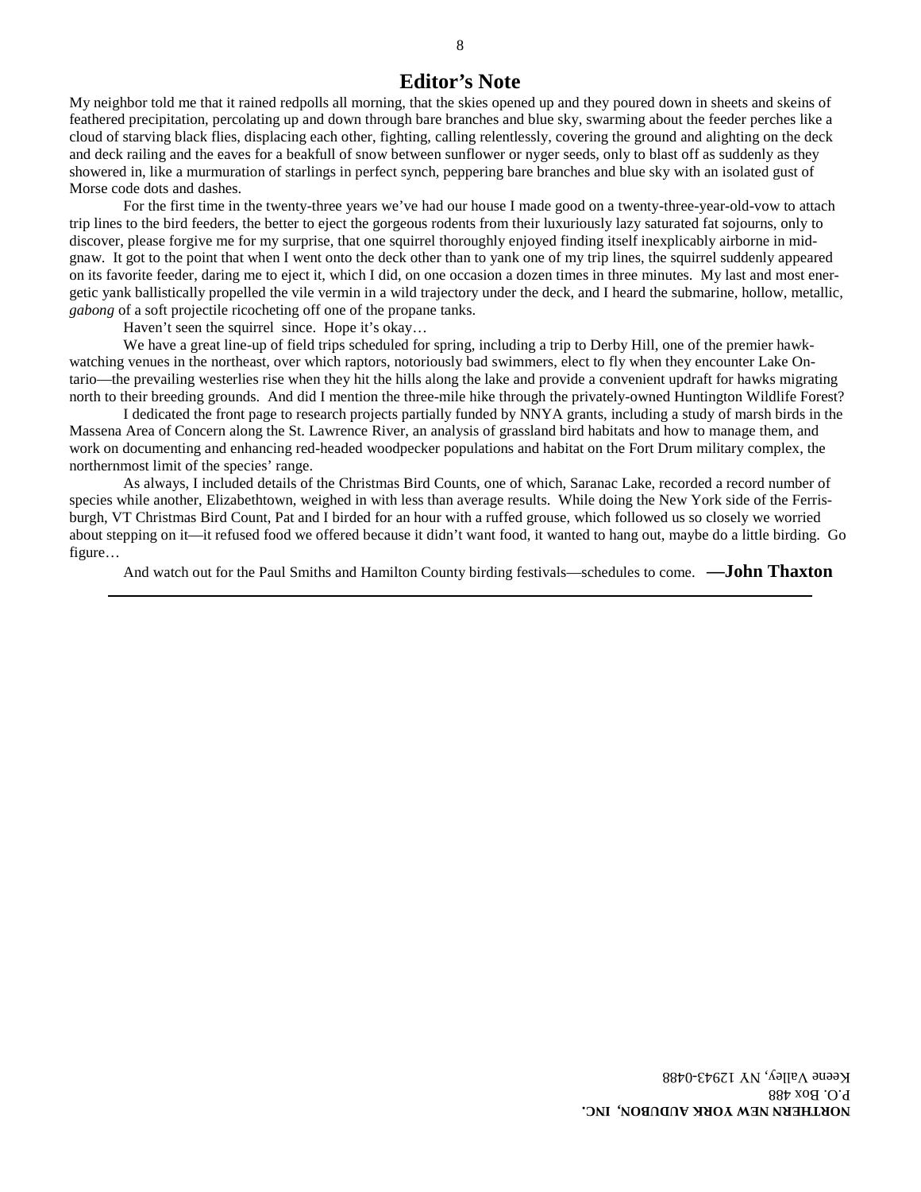## Editor's Note

My neighbor told me that it rained redpolls all morning, that the skies opened up and they poured down in sheets and skeins of feathered precipitation, percolating up and down through bare branches and blue sky, swarming about the feeder perches like a cloud of starving black flies, displacing each other, fighting, calling relentlessly, covering the ground and alighting on the deck and deck railing and the eaves for a beakfull of snow between sunflower or nyger seeds, only to blast off as suddenly as they showered in, like a murmuration of starlings in perfect synch, peppering bare branches and blue sky with an isolated gust of Morse code dots and dashes.

For the first time in the twenty-three years we've had our house I made good on a twenty-three-year-old-vow to attach trip lines to the bird feeders, the better to eject the gorgeous rodents from their luxuriously lazy saturated fat sojourns, only to discover, please forgive me for my surprise, that one squirrel thoroughly enjoyed finding itself inexplicably airborne in mid-gnaw. It got to the point that when I went onto the deck other than to yank one of my trip lines, the squirrel suddenly appeared on its favorite feeder, daring me to eject it, which I did, on one occasion a dozen times in three minutes. My last and most energetic yank ballistically propelled the vile vermin in a wild trajectory under the deck, and I heard the submarine, hollow, metallic, *gabong* of a soft projectile ricocheting off one of the propane tanks.

Haven't seen the squirrel since. Hope it's okay…

We have a great line-up of field trips scheduled for spring, including a trip to Derby Hill, one of the premier hawk-watching venues in the northeast, over which raptors, notoriously bad swimmers, elect to fly when they encounter Lake Ontario—the prevailing westerlies rise when they hit the hills along the lake and provide a convenient updraft for hawks migrating north to their breeding grounds. And did I mention the three-mile hike through the privately-owned Huntington Wildlife Forest?

I dedicated the front page to research projects partially funded by NNYA grants, including a study of marsh birds in the Massena Area of Concern along the St. Lawrence River, an analysis of grassland bird habitats and how to manage them, and work on documenting and enhancing red-headed woodpecker populations and habitat on the Fort Drum military complex, the northernmost limit of the species' range.

As always, I included details of the Christmas Bird Counts, one of which, Saranac Lake, recorded a record number of species while another, Elizabethtown, weighed in with less than average results. While doing the New York side of the Ferrisburgh, VT Christmas Bird Count, Pat and I birded for an hour with a ruffed grouse, which followed us so closely we worried about stepping on it—it refused food we offered because it didn't want food, it wanted to hang out, maybe do a little birding. Go figure…

And watch out for the Paul Smiths and Hamilton County birding festivals—schedules to come. **—John Thaxton**

**NORTHERN NEW YORK AUDUBON, INC.**
P.O. Box 488
Keene Valley, NY 12943-0488